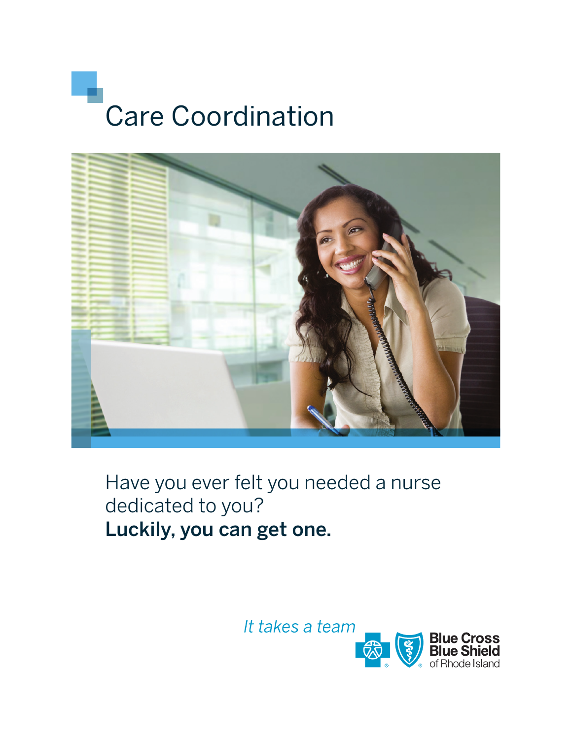# Care Coordination

Have you ever felt you needed a nurse dedicated to you?
**Luckily, you can get one.**

*It takes a team*

Blue Cross Blue Shield of Rhode Island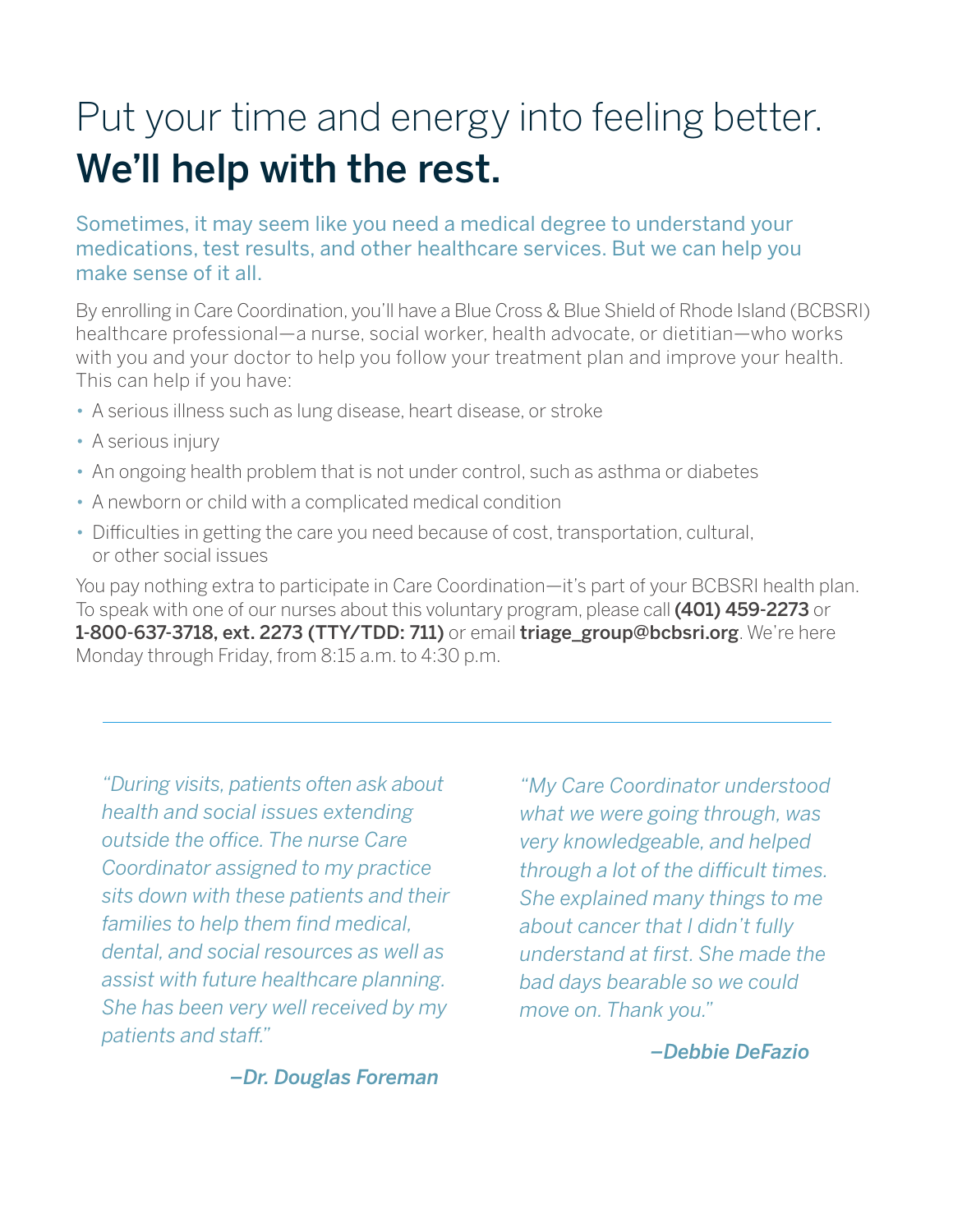# Put your time and energy into feeling better. **We'll help with the rest.**

Sometimes, it may seem like you need a medical degree to understand your medications, test results, and other healthcare services. But we can help you make sense of it all.

By enrolling in Care Coordination, you'll have a Blue Cross & Blue Shield of Rhode Island (BCBSRI) healthcare professional—a nurse, social worker, health advocate, or dietitian—who works with you and your doctor to help you follow your treatment plan and improve your health. This can help if you have:

- A serious illness such as lung disease, heart disease, or stroke
- A serious injury
- An ongoing health problem that is not under control, such as asthma or diabetes
- A newborn or child with a complicated medical condition
- Difficulties in getting the care you need because of cost, transportation, cultural, or other social issues

You pay nothing extra to participate in Care Coordination—it's part of your BCBSRI health plan. To speak with one of our nurses about this voluntary program, please call **(401) 459-2273** or **1-800-637-3718, ext. 2273 (TTY/TDD: 711)** or email **triage_group@bcbsri.org**. We're here Monday through Friday, from 8:15 a.m. to 4:30 p.m.

---

*"During visits, patients often ask about health and social issues extending outside the office. The nurse Care Coordinator assigned to my practice sits down with these patients and their families to help them find medical, dental, and social resources as well as assist with future healthcare planning. She has been very well received by my patients and staff."*

***–Dr. Douglas Foreman***

*"My Care Coordinator understood what we were going through, was very knowledgeable, and helped through a lot of the difficult times. She explained many things to me about cancer that I didn't fully understand at first. She made the bad days bearable so we could move on. Thank you."*

***–Debbie DeFazio***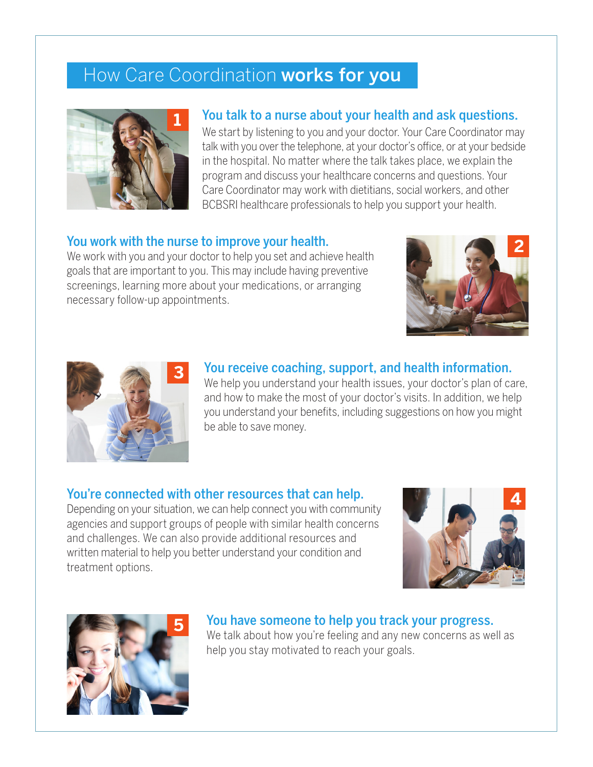# How Care Coordination **works for you**

## 1. You talk to a nurse about your health and ask questions.

We start by listening to you and your doctor. Your Care Coordinator may talk with you over the telephone, at your doctor's office, or at your bedside in the hospital. No matter where the talk takes place, we explain the program and discuss your healthcare concerns and questions. Your Care Coordinator may work with dietitians, social workers, and other BCBSRI healthcare professionals to help you support your health.

## 2. You work with the nurse to improve your health.

We work with you and your doctor to help you set and achieve health goals that are important to you. This may include having preventive screenings, learning more about your medications, or arranging necessary follow-up appointments.

## 3. You receive coaching, support, and health information.

We help you understand your health issues, your doctor's plan of care, and how to make the most of your doctor's visits. In addition, we help you understand your benefits, including suggestions on how you might be able to save money.

## 4. You're connected with other resources that can help.

Depending on your situation, we can help connect you with community agencies and support groups of people with similar health concerns and challenges. We can also provide additional resources and written material to help you better understand your condition and treatment options.

## 5. You have someone to help you track your progress.

We talk about how you're feeling and any new concerns as well as help you stay motivated to reach your goals.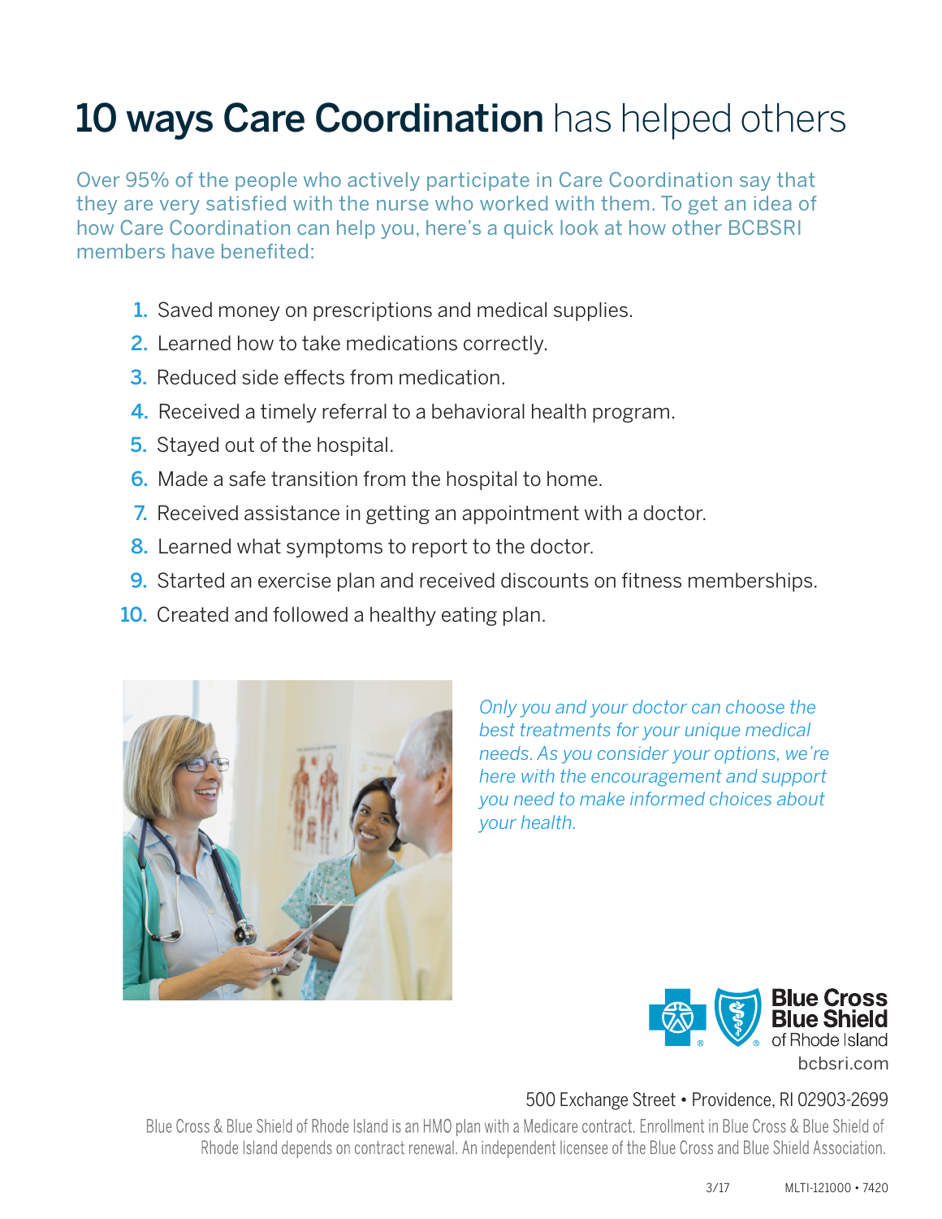# **10 ways Care Coordination** has helped others

Over 95% of the people who actively participate in Care Coordination say that they are very satisfied with the nurse who worked with them. To get an idea of how Care Coordination can help you, here's a quick look at how other BCBSRI members have benefited:

1. Saved money on prescriptions and medical supplies.
2. Learned how to take medications correctly.
3. Reduced side effects from medication.
4. Received a timely referral to a behavioral health program.
5. Stayed out of the hospital.
6. Made a safe transition from the hospital to home.
7. Received assistance in getting an appointment with a doctor.
8. Learned what symptoms to report to the doctor.
9. Started an exercise plan and received discounts on fitness memberships.
10. Created and followed a healthy eating plan.

*Only you and your doctor can choose the best treatments for your unique medical needs. As you consider your options, we're here with the encouragement and support you need to make informed choices about your health.*

Blue Cross Blue Shield of Rhode Island

bcbsri.com

500 Exchange Street • Providence, RI 02903-2699

Blue Cross & Blue Shield of Rhode Island is an HMO plan with a Medicare contract. Enrollment in Blue Cross & Blue Shield of Rhode Island depends on contract renewal. An independent licensee of the Blue Cross and Blue Shield Association.

3/17 MLTI-121000 • 7420